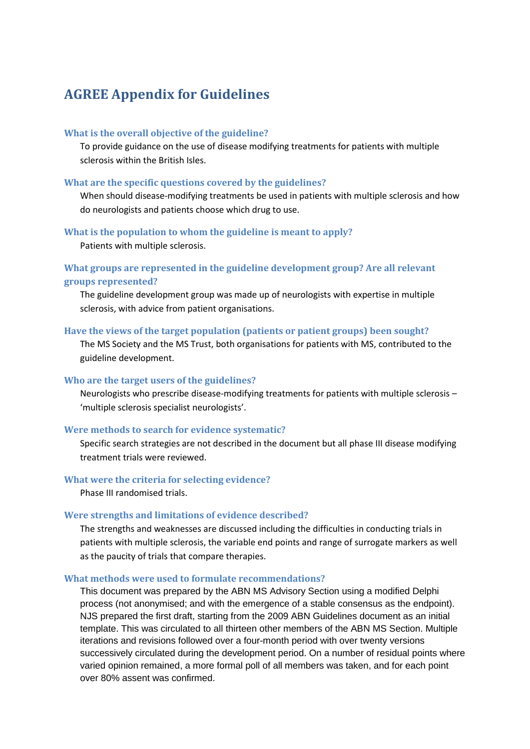# AGREE Appendix for Guidelines

### What is the overall objective of the guideline?

To provide guidance on the use of disease modifying treatments for patients with multiple sclerosis within the British Isles.

### What are the specific questions covered by the guidelines?

When should disease-modifying treatments be used in patients with multiple sclerosis and how do neurologists and patients choose which drug to use.

### What is the population to whom the guideline is meant to apply?

Patients with multiple sclerosis.

### What groups are represented in the guideline development group? Are all relevant groups represented?

The guideline development group was made up of neurologists with expertise in multiple sclerosis, with advice from patient organisations.

### Have the views of the target population (patients or patient groups) been sought?

The MS Society and the MS Trust, both organisations for patients with MS, contributed to the guideline development.

### Who are the target users of the guidelines?

Neurologists who prescribe disease-modifying treatments for patients with multiple sclerosis – 'multiple sclerosis specialist neurologists'.

### Were methods to search for evidence systematic?

Specific search strategies are not described in the document but all phase III disease modifying treatment trials were reviewed.

### What were the criteria for selecting evidence?

Phase III randomised trials.

### Were strengths and limitations of evidence described?

The strengths and weaknesses are discussed including the difficulties in conducting trials in patients with multiple sclerosis, the variable end points and range of surrogate markers as well as the paucity of trials that compare therapies.

### What methods were used to formulate recommendations?

This document was prepared by the ABN MS Advisory Section using a modified Delphi process (not anonymised; and with the emergence of a stable consensus as the endpoint). NJS prepared the first draft, starting from the 2009 ABN Guidelines document as an initial template. This was circulated to all thirteen other members of the ABN MS Section. Multiple iterations and revisions followed over a four-month period with over twenty versions successively circulated during the development period. On a number of residual points where varied opinion remained, a more formal poll of all members was taken, and for each point over 80% assent was confirmed.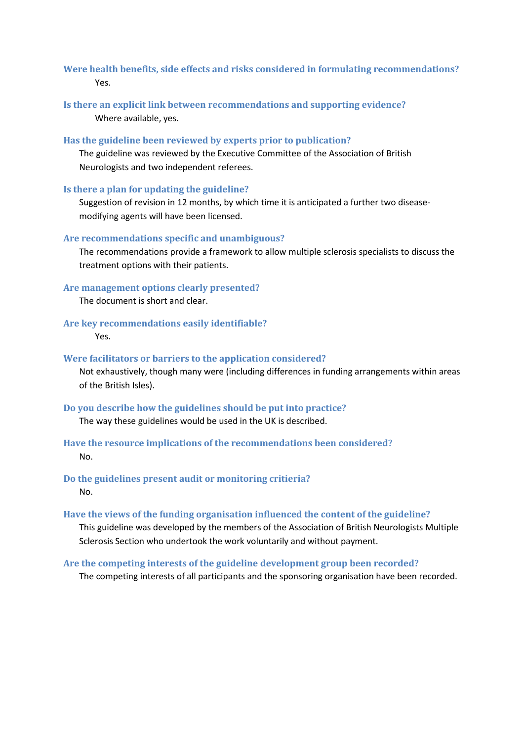### Were health benefits, side effects and risks considered in formulating recommendations?

Yes.

### Is there an explicit link between recommendations and supporting evidence?

Where available, yes.

### Has the guideline been reviewed by experts prior to publication?

The guideline was reviewed by the Executive Committee of the Association of British Neurologists and two independent referees.

### Is there a plan for updating the guideline?

Suggestion of revision in 12 months, by which time it is anticipated a further two disease-modifying agents will have been licensed.

### Are recommendations specific and unambiguous?

The recommendations provide a framework to allow multiple sclerosis specialists to discuss the treatment options with their patients.

### Are management options clearly presented?

The document is short and clear.

### Are key recommendations easily identifiable?

Yes.

### Were facilitators or barriers to the application considered?

Not exhaustively, though many were (including differences in funding arrangements within areas of the British Isles).

### Do you describe how the guidelines should be put into practice?

The way these guidelines would be used in the UK is described.

### Have the resource implications of the recommendations been considered?

No.

### Do the guidelines present audit or monitoring critieria?

No.

### Have the views of the funding organisation influenced the content of the guideline?

This guideline was developed by the members of the Association of British Neurologists Multiple Sclerosis Section who undertook the work voluntarily and without payment.

### Are the competing interests of the guideline development group been recorded?

The competing interests of all participants and the sponsoring organisation have been recorded.